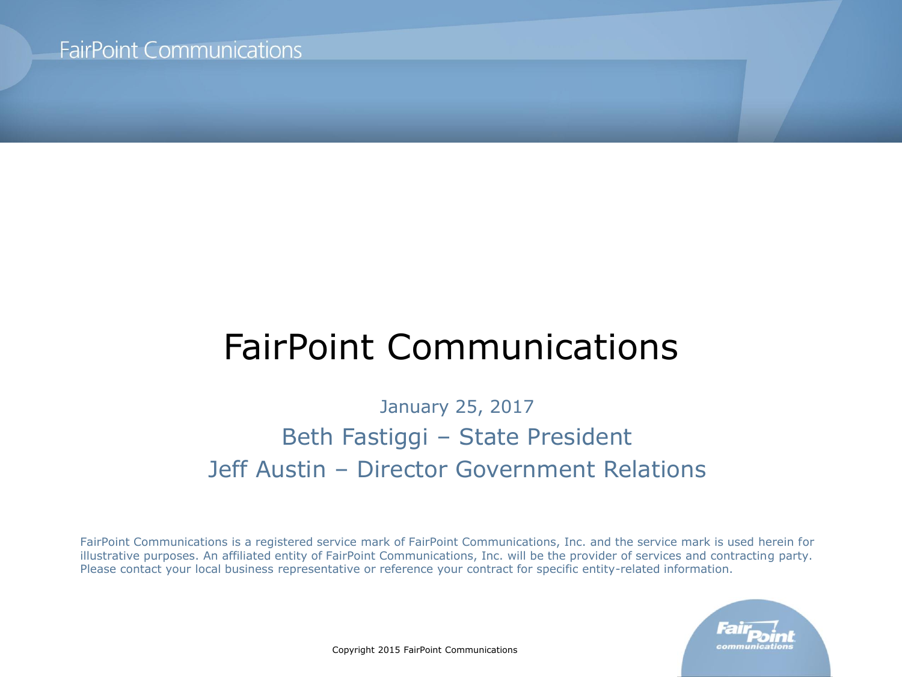# FairPoint Communications

January 25, 2017

Beth Fastiggi – State President

Jeff Austin – Director Government Relations

FairPoint Communications is a registered service mark of FairPoint Communications, Inc. and the service mark is used herein for illustrative purposes. An affiliated entity of FairPoint Communications, Inc. will be the provider of services and contracting party. Please contact your local business representative or reference your contract for specific entity-related information.

Copyright 2015 FairPoint Communications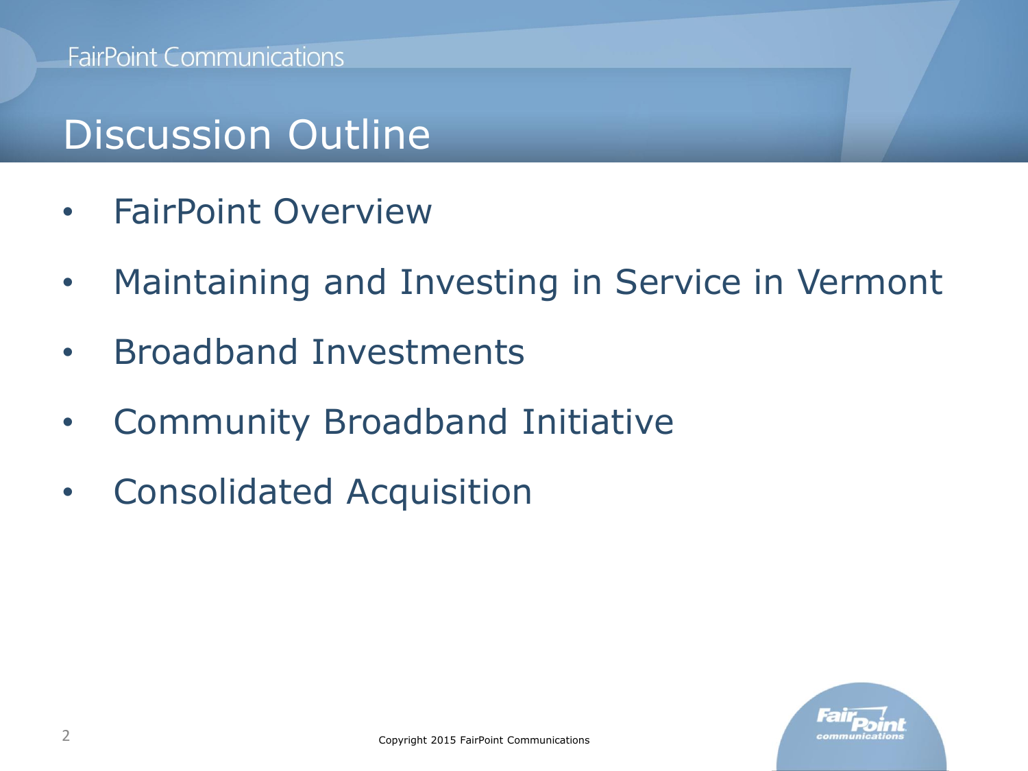# Discussion Outline

- FairPoint Overview
- Maintaining and Investing in Service in Vermont
- Broadband Investments
- Community Broadband Initiative
- Consolidated Acquisition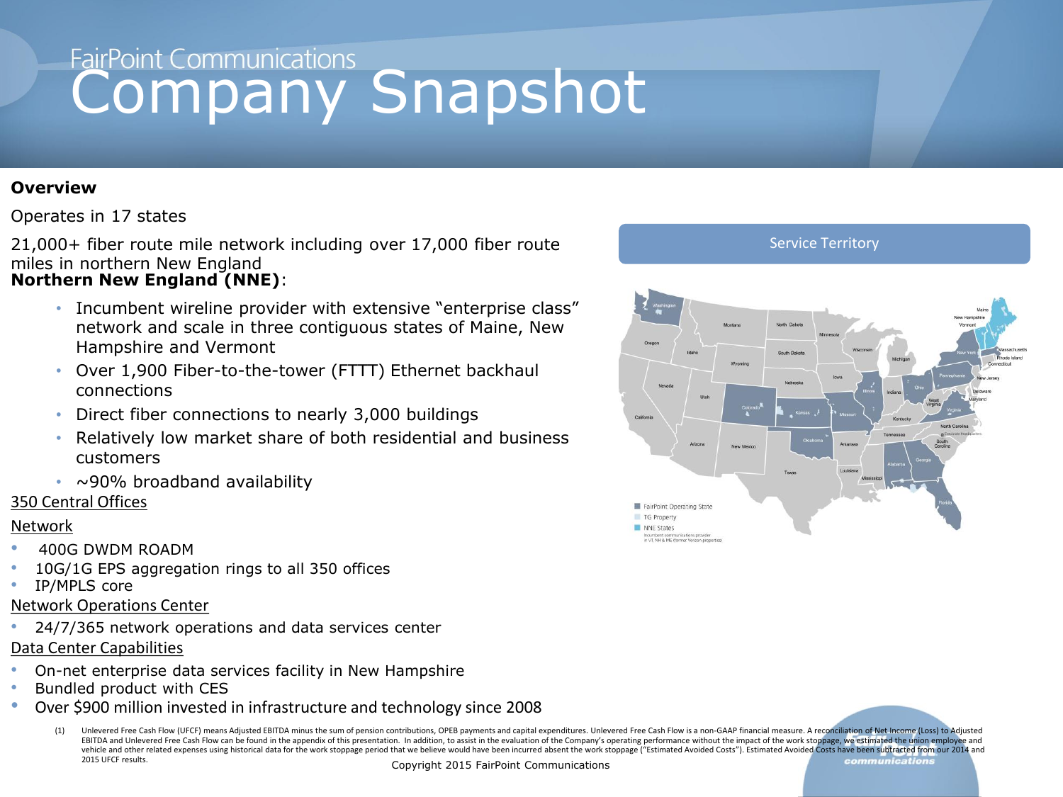# FairPoint Communications Company Snapshot

**Overview**

Operates in 17 states

21,000+ fiber route mile network including over 17,000 fiber route miles in northern New England

**Northern New England (NNE)**:

- Incumbent wireline provider with extensive "enterprise class" network and scale in three contiguous states of Maine, New Hampshire and Vermont
- Over 1,900 Fiber-to-the-tower (FTTT) Ethernet backhaul connections
- Direct fiber connections to nearly 3,000 buildings
- Relatively low market share of both residential and business customers
- ~90% broadband availability

350 Central Offices

Network

- 400G DWDM ROADM
- 10G/1G EPS aggregation rings to all 350 offices
- IP/MPLS core

Network Operations Center

- 24/7/365 network operations and data services center

Data Center Capabilities

- On-net enterprise data services facility in New Hampshire
- Bundled product with CES
- Over $900 million invested in infrastructure and technology since 2008

Service Territory

- FairPoint Operating State
- TG Property
- NNE States

Incumbent communications provider in VT, NH & ME (former Verizon properties)

(1) Unlevered Free Cash Flow (UFCF) means Adjusted EBITDA minus the sum of pension contributions, OPEB payments and capital expenditures. Unlevered Free Cash Flow is a non-GAAP financial measure. A reconciliation of Net Income (Loss) to Adjusted EBITDA and Unlevered Free Cash Flow can be found in the appendix of this presentation. In addition, to assist in the evaluation of the Company's operating performance without the impact of the work stoppage, we estimated the union employee and vehicle and other related expenses using historical data for the work stoppage period that we believe would have been incurred absent the work stoppage ("Estimated Avoided Costs"). Estimated Avoided Costs have been subtracted from our 2014 and 2015 UFCF results.

Copyright 2015 FairPoint Communications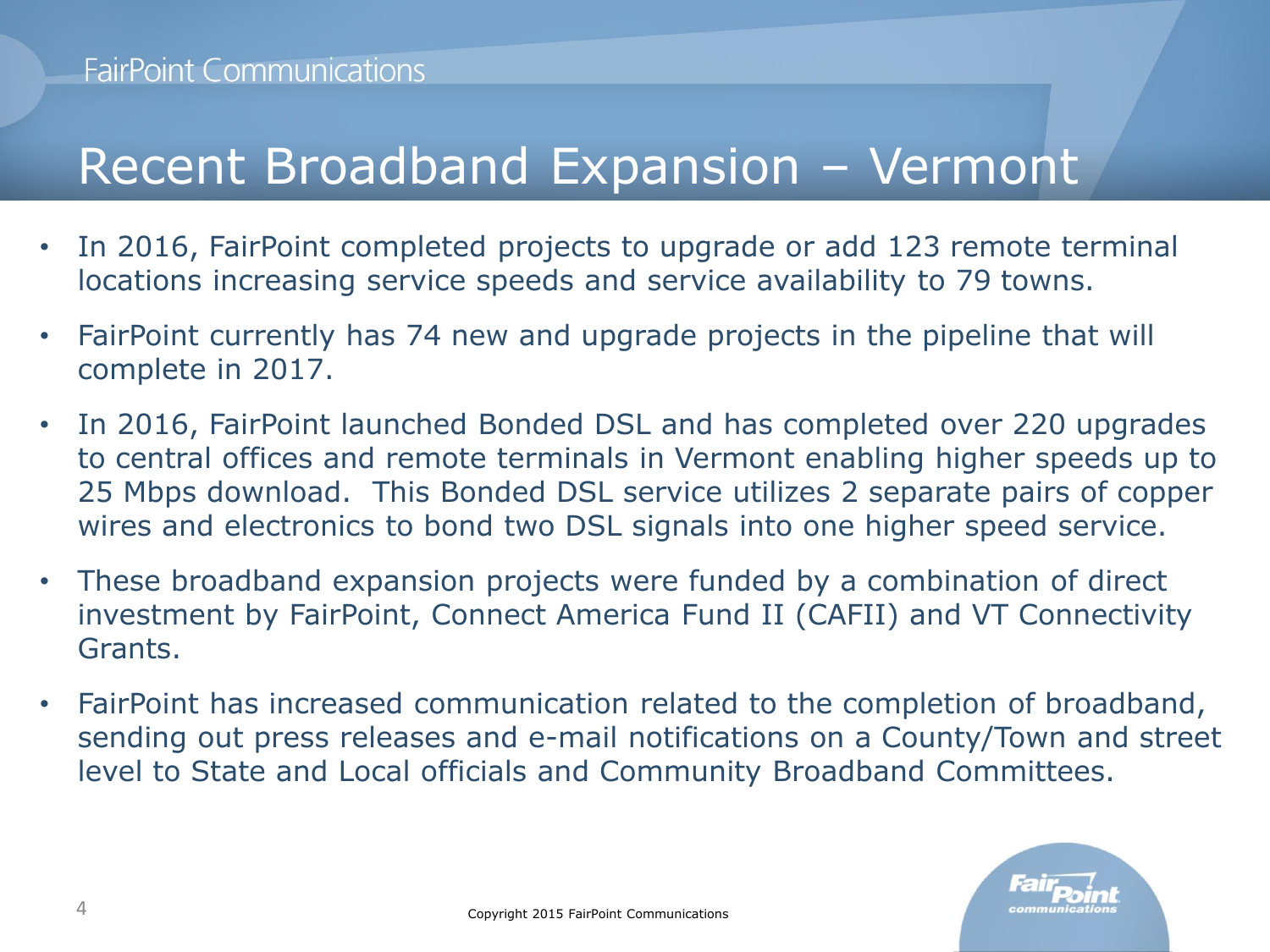# Recent Broadband Expansion – Vermont

- In 2016, FairPoint completed projects to upgrade or add 123 remote terminal locations increasing service speeds and service availability to 79 towns.
- FairPoint currently has 74 new and upgrade projects in the pipeline that will complete in 2017.
- In 2016, FairPoint launched Bonded DSL and has completed over 220 upgrades to central offices and remote terminals in Vermont enabling higher speeds up to 25 Mbps download. This Bonded DSL service utilizes 2 separate pairs of copper wires and electronics to bond two DSL signals into one higher speed service.
- These broadband expansion projects were funded by a combination of direct investment by FairPoint, Connect America Fund II (CAFII) and VT Connectivity Grants.
- FairPoint has increased communication related to the completion of broadband, sending out press releases and e-mail notifications on a County/Town and street level to State and Local officials and Community Broadband Committees.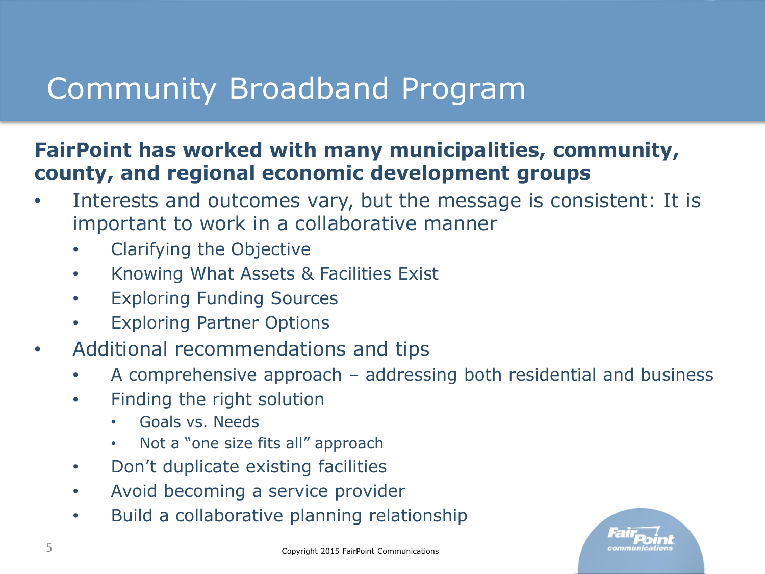# Community Broadband Program

**FairPoint has worked with many municipalities, community, county, and regional economic development groups**

- Interests and outcomes vary, but the message is consistent: It is important to work in a collaborative manner
  - Clarifying the Objective
  - Knowing What Assets & Facilities Exist
  - Exploring Funding Sources
  - Exploring Partner Options
- Additional recommendations and tips
  - A comprehensive approach – addressing both residential and business
  - Finding the right solution
    - Goals vs. Needs
    - Not a "one size fits all" approach
  - Don't duplicate existing facilities
  - Avoid becoming a service provider
  - Build a collaborative planning relationship

Copyright 2015 FairPoint Communications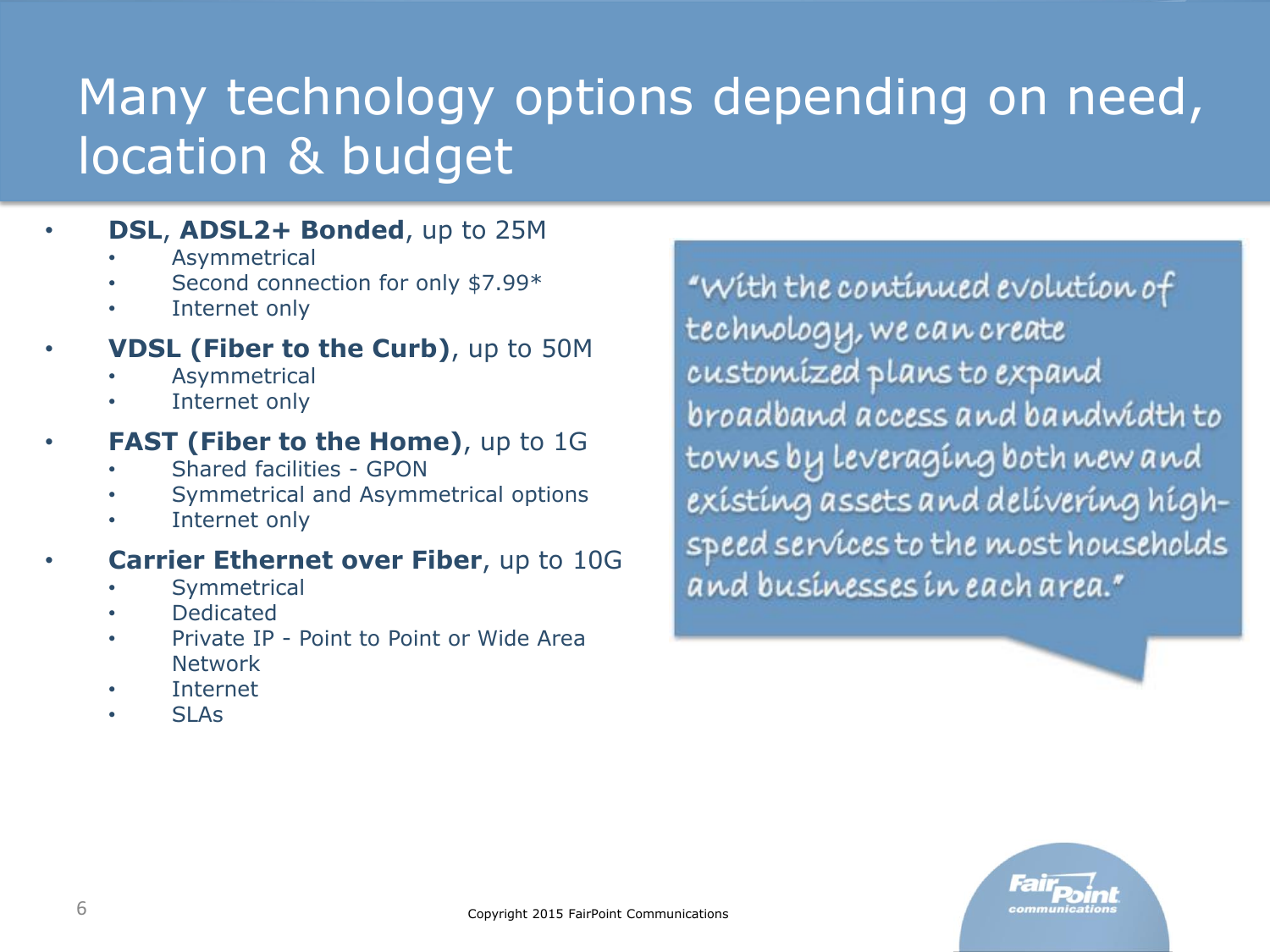# Many technology options depending on need, location & budget

- **DSL**, **ADSL2+ Bonded**, up to 25M
  - Asymmetrical
  - Second connection for only $7.99*
  - Internet only
- **VDSL (Fiber to the Curb)**, up to 50M
  - Asymmetrical
  - Internet only
- **FAST (Fiber to the Home)**, up to 1G
  - Shared facilities - GPON
  - Symmetrical and Asymmetrical options
  - Internet only
- **Carrier Ethernet over Fiber**, up to 10G
  - Symmetrical
  - Dedicated
  - Private IP - Point to Point or Wide Area Network
  - Internet
  - SLAs

"With the continued evolution of technology, we can create customized plans to expand broadband access and bandwidth to towns by leveraging both new and existing assets and delivering high-speed services to the most households and businesses in each area."

Copyright 2015 FairPoint Communications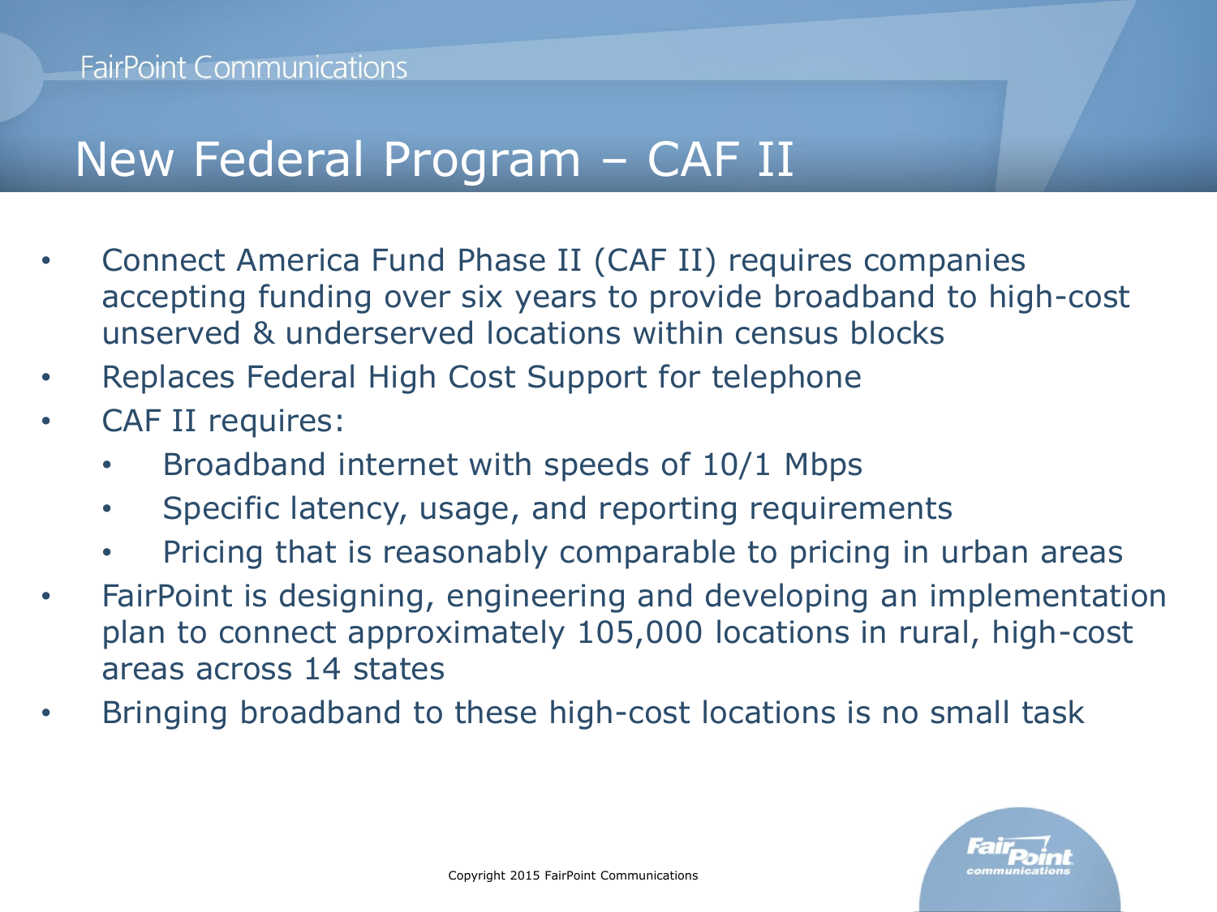# New Federal Program – CAF II

- Connect America Fund Phase II (CAF II) requires companies accepting funding over six years to provide broadband to high-cost unserved & underserved locations within census blocks
- Replaces Federal High Cost Support for telephone
- CAF II requires:
  - Broadband internet with speeds of 10/1 Mbps
  - Specific latency, usage, and reporting requirements
  - Pricing that is reasonably comparable to pricing in urban areas
- FairPoint is designing, engineering and developing an implementation plan to connect approximately 105,000 locations in rural, high-cost areas across 14 states
- Bringing broadband to these high-cost locations is no small task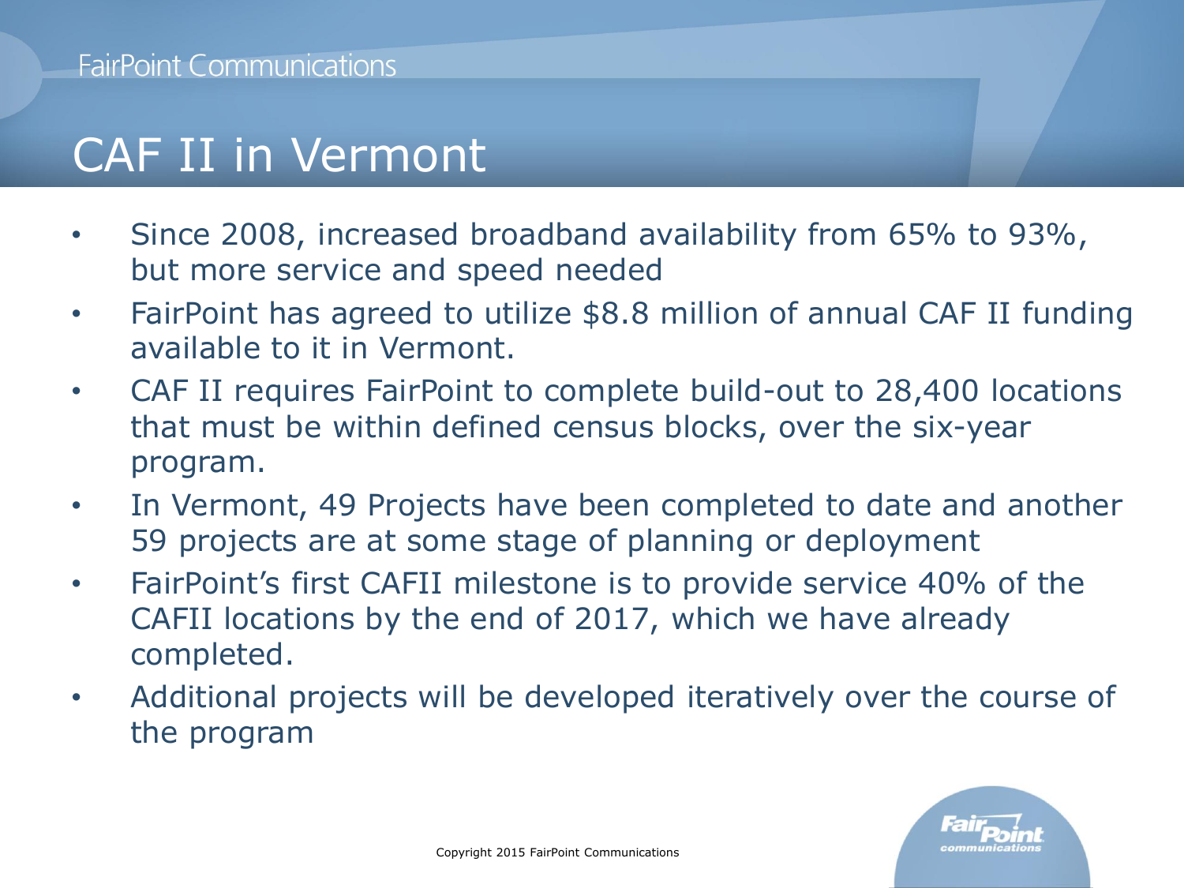# CAF II in Vermont

- Since 2008, increased broadband availability from 65% to 93%, but more service and speed needed
- FairPoint has agreed to utilize $8.8 million of annual CAF II funding available to it in Vermont.
- CAF II requires FairPoint to complete build-out to 28,400 locations that must be within defined census blocks, over the six-year program.
- In Vermont, 49 Projects have been completed to date and another 59 projects are at some stage of planning or deployment
- FairPoint's first CAFII milestone is to provide service 40% of the CAFII locations by the end of 2017, which we have already completed.
- Additional projects will be developed iteratively over the course of the program